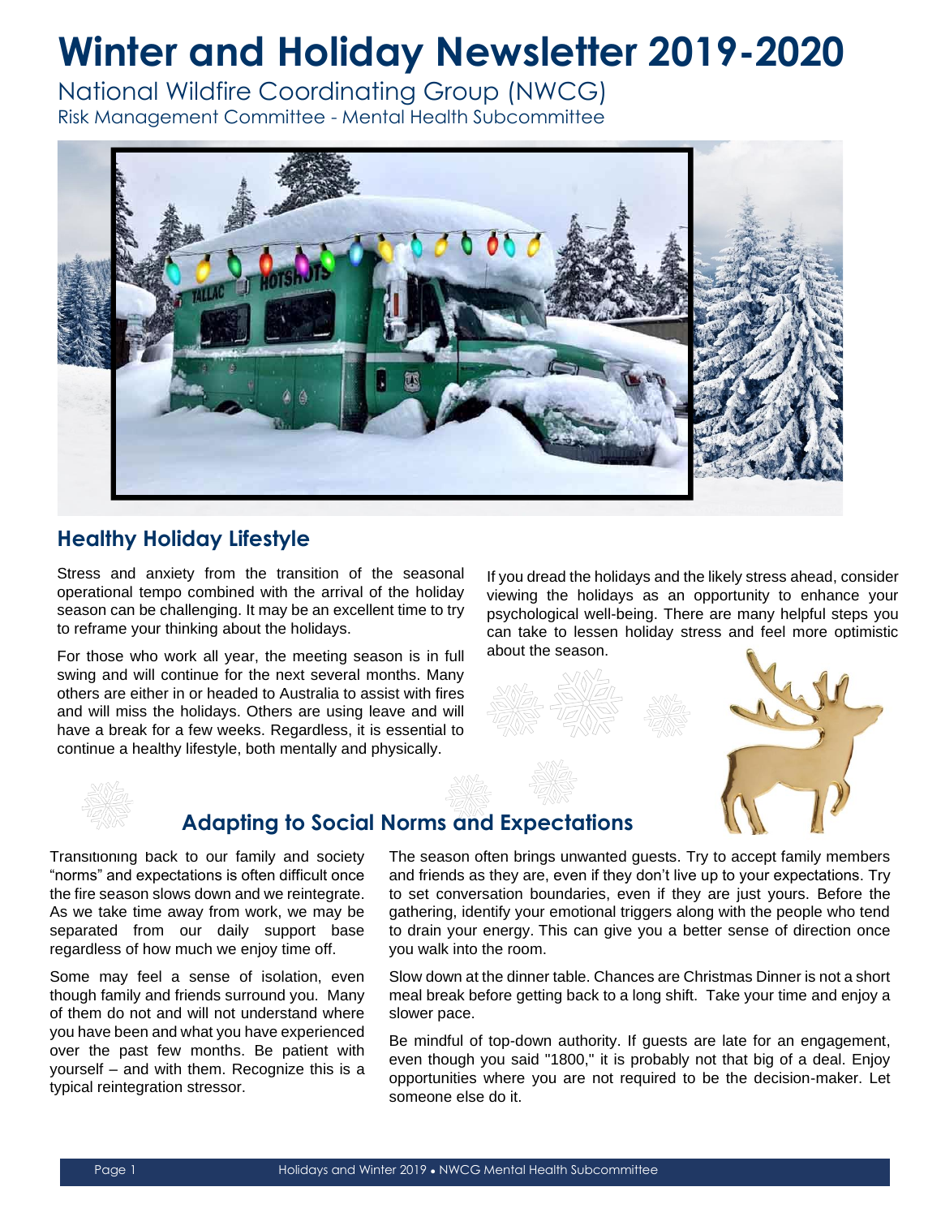# Winter and Holiday Newsletter 2019-2020

National Wildfire Coordinating Group (NWCG)

Risk Management Committee - Mental Health Subcommittee

## Healthy Holiday Lifestyle

Stress and anxiety from the transition of the seasonal operational tempo combined with the arrival of the holiday season can be challenging. It may be an excellent time to try to reframe your thinking about the holidays.

For those who work all year, the meeting season is in full swing and will continue for the next several months. Many others are either in or headed to Australia to assist with fires and will miss the holidays. Others are using leave and will have a break for a few weeks. Regardless, it is essential to continue a healthy lifestyle, both mentally and physically.

If you dread the holidays and the likely stress ahead, consider viewing the holidays as an opportunity to enhance your psychological well-being. There are many helpful steps you can take to lessen holiday stress and feel more optimistic about the season.

## Adapting to Social Norms and Expectations

Transitioning back to our family and society "norms" and expectations is often difficult once the fire season slows down and we reintegrate. As we take time away from work, we may be separated from our daily support base regardless of how much we enjoy time off.

Some may feel a sense of isolation, even though family and friends surround you. Many of them do not and will not understand where you have been and what you have experienced over the past few months. Be patient with yourself – and with them. Recognize this is a typical reintegration stressor.

The season often brings unwanted guests. Try to accept family members and friends as they are, even if they don't live up to your expectations. Try to set conversation boundaries, even if they are just yours. Before the gathering, identify your emotional triggers along with the people who tend to drain your energy. This can give you a better sense of direction once you walk into the room.

Slow down at the dinner table. Chances are Christmas Dinner is not a short meal break before getting back to a long shift. Take your time and enjoy a slower pace.

Be mindful of top-down authority. If guests are late for an engagement, even though you said "1800," it is probably not that big of a deal. Enjoy opportunities where you are not required to be the decision-maker. Let someone else do it.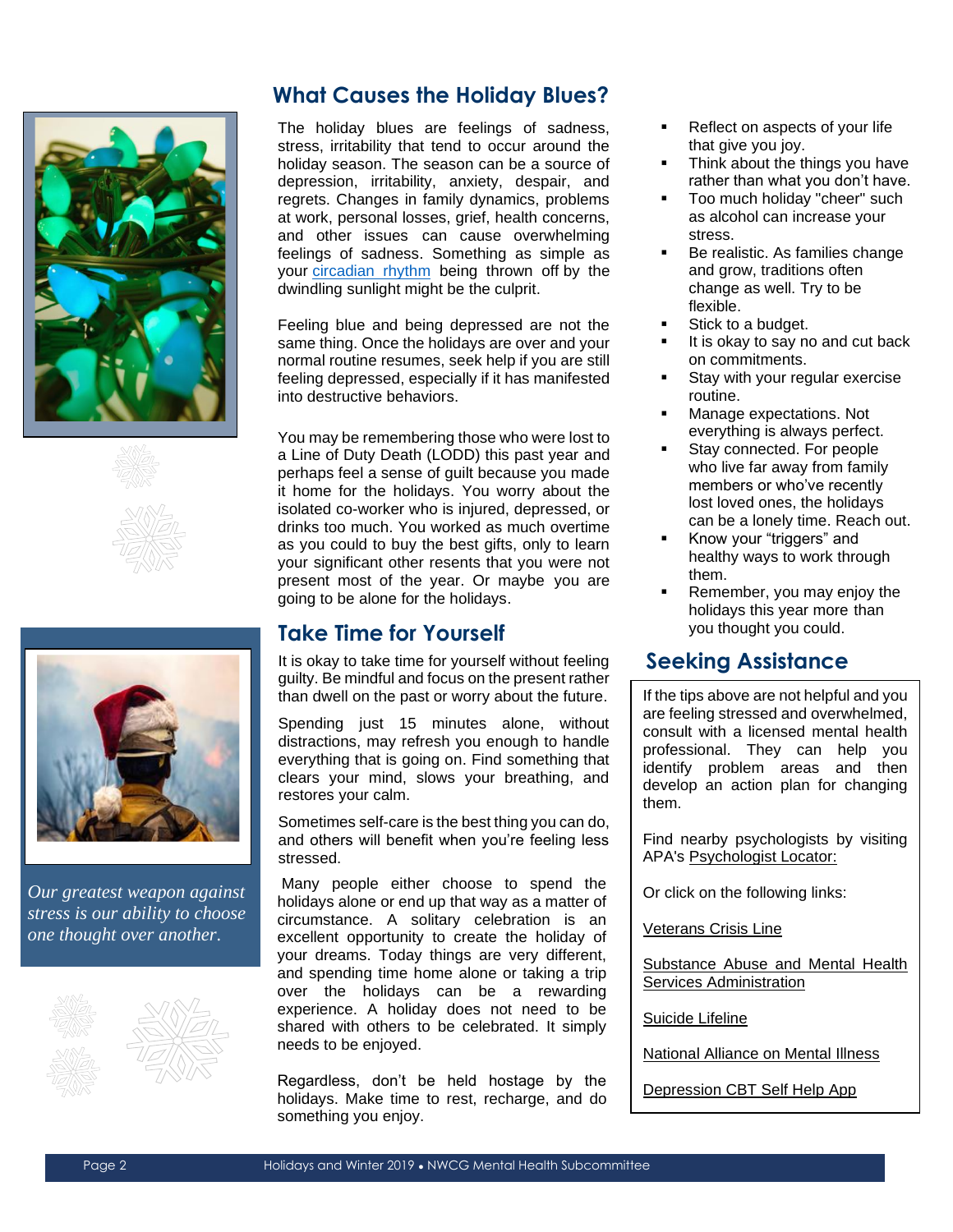## What Causes the Holiday Blues?

The holiday blues are feelings of sadness, stress, irritability that tend to occur around the holiday season. The season can be a source of depression, irritability, anxiety, despair, and regrets. Changes in family dynamics, problems at work, personal losses, grief, health concerns, and other issues can cause overwhelming feelings of sadness. Something as simple as your circadian rhythm being thrown off by the dwindling sunlight might be the culprit.

Feeling blue and being depressed are not the same thing. Once the holidays are over and your normal routine resumes, seek help if you are still feeling depressed, especially if it has manifested into destructive behaviors.

You may be remembering those who were lost to a Line of Duty Death (LODD) this past year and perhaps feel a sense of guilt because you made it home for the holidays. You worry about the isolated co-worker who is injured, depressed, or drinks too much. You worked as much overtime as you could to buy the best gifts, only to learn your significant other resents that you were not present most of the year. Or maybe you are going to be alone for the holidays.

## Take Time for Yourself

It is okay to take time for yourself without feeling guilty. Be mindful and focus on the present rather than dwell on the past or worry about the future.

Spending just 15 minutes alone, without distractions, may refresh you enough to handle everything that is going on. Find something that clears your mind, slows your breathing, and restores your calm.

Sometimes self-care is the best thing you can do, and others will benefit when you're feeling less stressed.

Many people either choose to spend the holidays alone or end up that way as a matter of circumstance. A solitary celebration is an excellent opportunity to create the holiday of your dreams. Today things are very different, and spending time home alone or taking a trip over the holidays can be a rewarding experience. A holiday does not need to be shared with others to be celebrated. It simply needs to be enjoyed.

Regardless, don't be held hostage by the holidays. Make time to rest, recharge, and do something you enjoy.

- Reflect on aspects of your life that give you joy.
- Think about the things you have rather than what you don't have.
- Too much holiday "cheer" such as alcohol can increase your stress.
- Be realistic. As families change and grow, traditions often change as well. Try to be flexible.
- Stick to a budget.
- It is okay to say no and cut back on commitments.
- Stay with your regular exercise routine.
- Manage expectations. Not everything is always perfect.
- Stay connected. For people who live far away from family members or who've recently lost loved ones, the holidays can be a lonely time. Reach out.
- Know your "triggers" and healthy ways to work through them.
- Remember, you may enjoy the holidays this year more than you thought you could.

## Seeking Assistance

If the tips above are not helpful and you are feeling stressed and overwhelmed, consult with a licensed mental health professional. They can help you identify problem areas and then develop an action plan for changing them.

Find nearby psychologists by visiting APA's Psychologist Locator:

Or click on the following links:

Veterans Crisis Line

Substance Abuse and Mental Health Services Administration

Suicide Lifeline

National Alliance on Mental Illness

Depression CBT Self Help App

*Our greatest weapon against stress is our ability to choose one thought over another.*